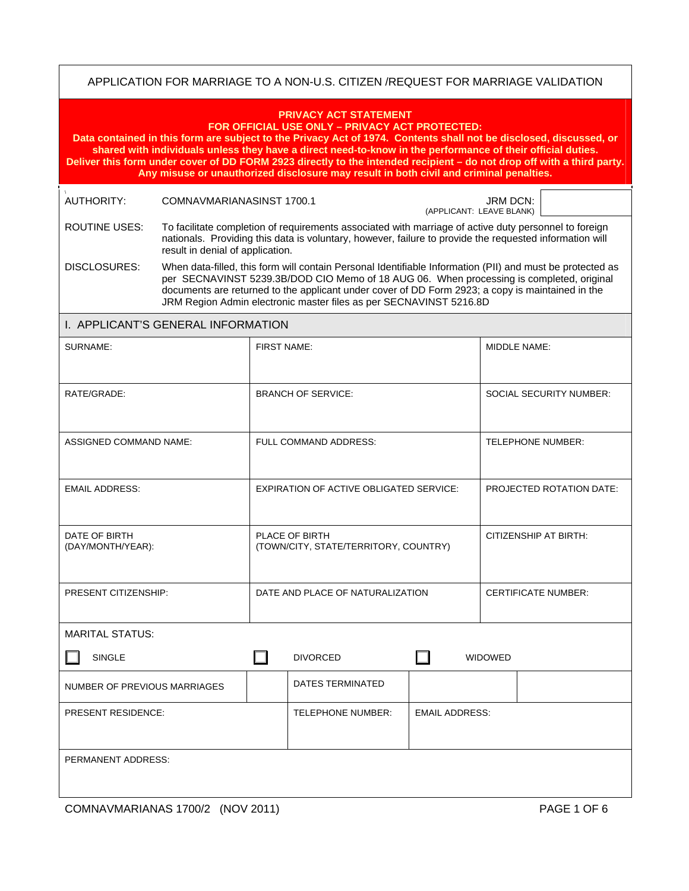# APPLICATION FOR MARRIAGE TO A NON-U.S. CITIZEN /REQUEST FOR MARRIAGE VALIDATION

**PRIVACY ACT STATEMENT**
**FOR OFFICIAL USE ONLY – PRIVACY ACT PROTECTED:**
**Data contained in this form are subject to the Privacy Act of 1974. Contents shall not be disclosed, discussed, or shared with individuals unless they have a direct need-to-know in the performance of their official duties. Deliver this form under cover of DD FORM 2923 directly to the intended recipient – do not drop off with a third party. Any misuse or unauthorized disclosure may result in both civil and criminal penalties.**

AUTHORITY: COMNAVMARIANASINST 1700.1

JRM DCN: (APPLICANT: LEAVE BLANK)

ROUTINE USES: To facilitate completion of requirements associated with marriage of active duty personnel to foreign nationals. Providing this data is voluntary, however, failure to provide the requested information will result in denial of application.

DISCLOSURES: When data-filled, this form will contain Personal Identifiable Information (PII) and must be protected as per SECNAVINST 5239.3B/DOD CIO Memo of 18 AUG 06. When processing is completed, original documents are returned to the applicant under cover of DD Form 2923; a copy is maintained in the JRM Region Admin electronic master files as per SECNAVINST 5216.8D

## I. APPLICANT'S GENERAL INFORMATION

| SURNAME: | FIRST NAME: | MIDDLE NAME: |
|---|---|---|
| | | |
| RATE/GRADE: | BRANCH OF SERVICE: | SOCIAL SECURITY NUMBER: |
| | | |
| ASSIGNED COMMAND NAME: | FULL COMMAND ADDRESS: | TELEPHONE NUMBER: |
| | | |
| EMAIL ADDRESS: | EXPIRATION OF ACTIVE OBLIGATED SERVICE: | PROJECTED ROTATION DATE: |
| | | |
| DATE OF BIRTH (DAY/MONTH/YEAR): | PLACE OF BIRTH (TOWN/CITY, STATE/TERRITORY, COUNTRY) | CITIZENSHIP AT BIRTH: |
| | | |
| PRESENT CITIZENSHIP: | DATE AND PLACE OF NATURALIZATION | CERTIFICATE NUMBER: |
| | | |

MARITAL STATUS:

☐ SINGLE ☐ DIVORCED ☐ WIDOWED

| NUMBER OF PREVIOUS MARRIAGES | | DATES TERMINATED | | |
|---|---|---|---|---|

| PRESENT RESIDENCE: | TELEPHONE NUMBER: | EMAIL ADDRESS: |
|---|---|---|
| | | |

PERMANENT ADDRESS:

COMNAVMARIANAS 1700/2 (NOV 2011)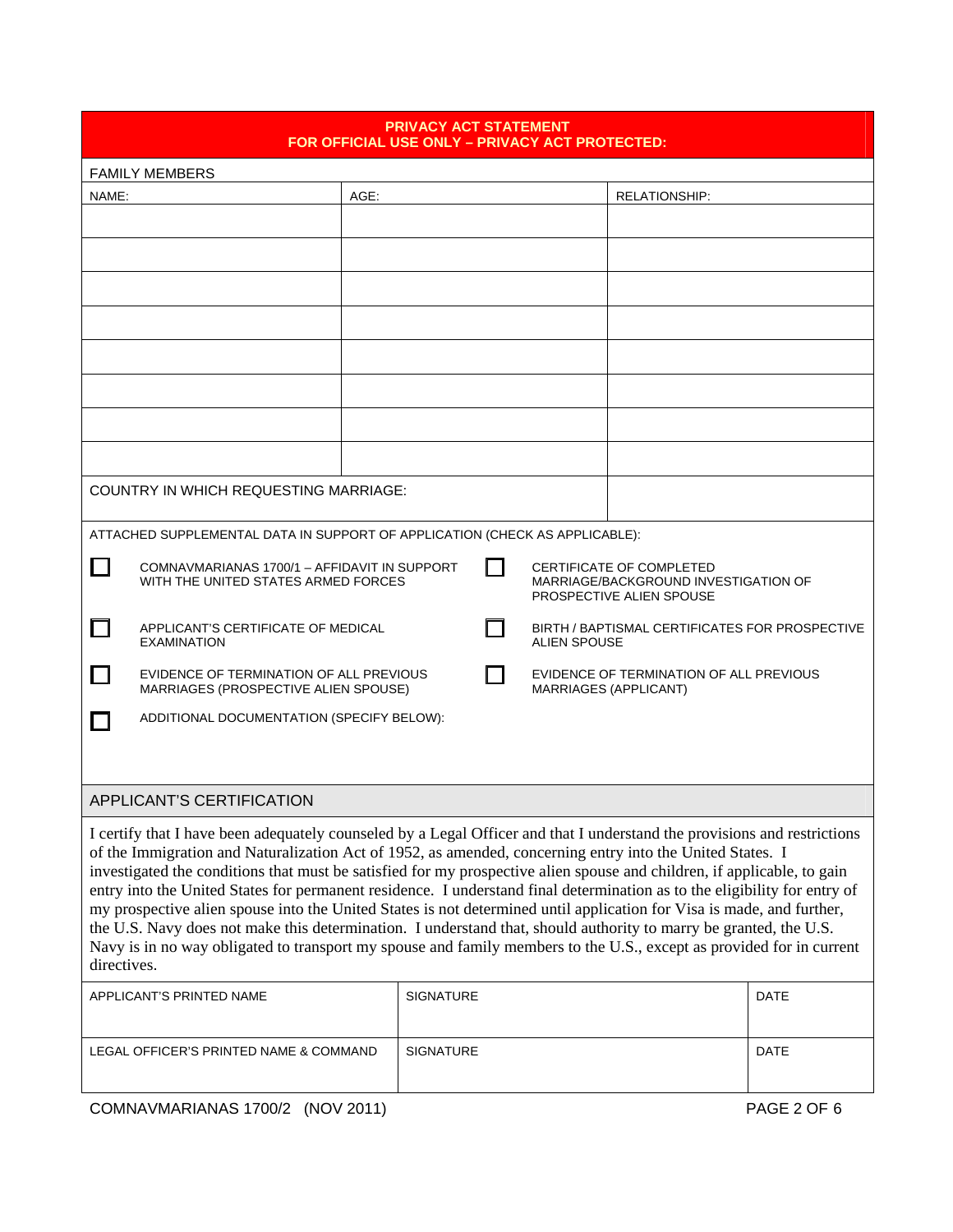**PRIVACY ACT STATEMENT**
**FOR OFFICIAL USE ONLY – PRIVACY ACT PROTECTED:**

FAMILY MEMBERS

| NAME: | AGE: | RELATIONSHIP: |
|---|---|---|
| | | |
| | | |
| | | |
| | | |
| | | |
| | | |
| | | |
| | | |

| COUNTRY IN WHICH REQUESTING MARRIAGE: | |
|---|---|

ATTACHED SUPPLEMENTAL DATA IN SUPPORT OF APPLICATION (CHECK AS APPLICABLE):

- ☐ COMNAVMARIANAS 1700/1 – AFFIDAVIT IN SUPPORT WITH THE UNITED STATES ARMED FORCES
- ☐ CERTIFICATE OF COMPLETED MARRIAGE/BACKGROUND INVESTIGATION OF PROSPECTIVE ALIEN SPOUSE
- ☐ APPLICANT'S CERTIFICATE OF MEDICAL EXAMINATION
- ☐ BIRTH / BAPTISMAL CERTIFICATES FOR PROSPECTIVE ALIEN SPOUSE
- ☐ EVIDENCE OF TERMINATION OF ALL PREVIOUS MARRIAGES (PROSPECTIVE ALIEN SPOUSE)
- ☐ EVIDENCE OF TERMINATION OF ALL PREVIOUS MARRIAGES (APPLICANT)
- ☐ ADDITIONAL DOCUMENTATION (SPECIFY BELOW):

## APPLICANT'S CERTIFICATION

I certify that I have been adequately counseled by a Legal Officer and that I understand the provisions and restrictions of the Immigration and Naturalization Act of 1952, as amended, concerning entry into the United States. I investigated the conditions that must be satisfied for my prospective alien spouse and children, if applicable, to gain entry into the United States for permanent residence. I understand final determination as to the eligibility for entry of my prospective alien spouse into the United States is not determined until application for Visa is made, and further, the U.S. Navy does not make this determination. I understand that, should authority to marry be granted, the U.S. Navy is in no way obligated to transport my spouse and family members to the U.S., except as provided for in current directives.

| APPLICANT'S PRINTED NAME | SIGNATURE | DATE |
|---|---|---|
| LEGAL OFFICER'S PRINTED NAME & COMMAND | SIGNATURE | DATE |

COMNAVMARIANAS 1700/2 (NOV 2011)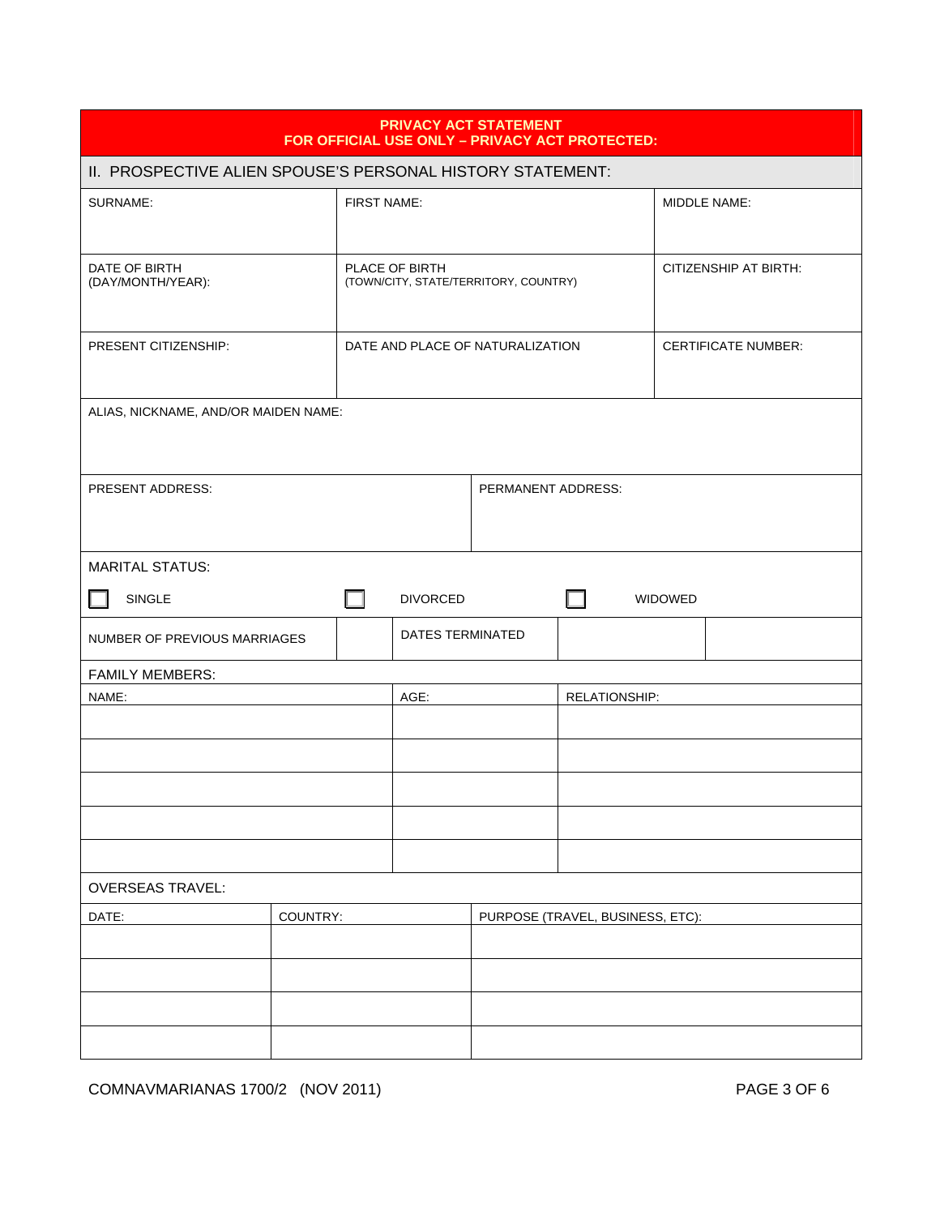**PRIVACY ACT STATEMENT**
**FOR OFFICIAL USE ONLY – PRIVACY ACT PROTECTED:**

## II. PROSPECTIVE ALIEN SPOUSE'S PERSONAL HISTORY STATEMENT:

| SURNAME: | FIRST NAME: | MIDDLE NAME: |
|---|---|---|
| | | |

| DATE OF BIRTH (DAY/MONTH/YEAR): | PLACE OF BIRTH (TOWN/CITY, STATE/TERRITORY, COUNTRY) | CITIZENSHIP AT BIRTH: |
|---|---|---|
| | | |

| PRESENT CITIZENSHIP: | DATE AND PLACE OF NATURALIZATION | CERTIFICATE NUMBER: |
|---|---|---|
| | | |

ALIAS, NICKNAME, AND/OR MAIDEN NAME:

| PRESENT ADDRESS: | PERMANENT ADDRESS: |
|---|---|
| | |

MARITAL STATUS:

☐ SINGLE ☐ DIVORCED ☐ WIDOWED

| NUMBER OF PREVIOUS MARRIAGES | | DATES TERMINATED | | |
|---|---|---|---|---|

FAMILY MEMBERS:

| NAME: | AGE: | RELATIONSHIP: |
|---|---|---|
| | | |
| | | |
| | | |
| | | |
| | | |

OVERSEAS TRAVEL:

| DATE: | COUNTRY: | PURPOSE (TRAVEL, BUSINESS, ETC): |
|---|---|---|
| | | |
| | | |
| | | |
| | | |

COMNAVMARIANAS 1700/2 (NOV 2011)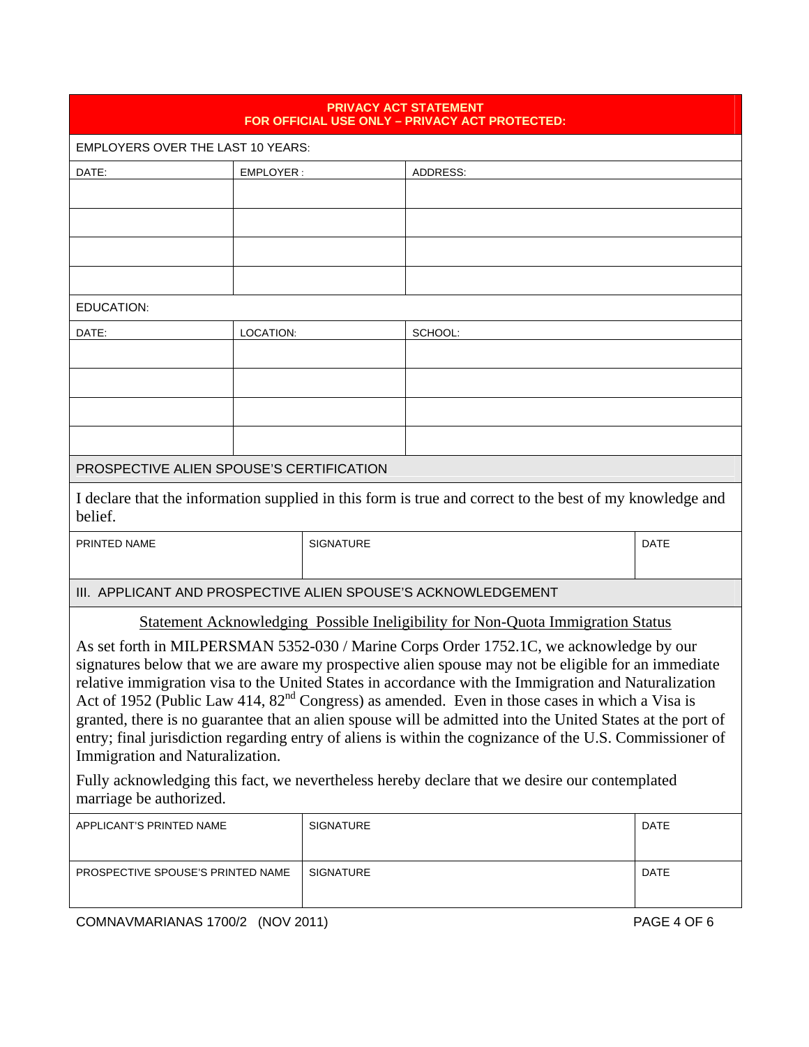**PRIVACY ACT STATEMENT**
**FOR OFFICIAL USE ONLY – PRIVACY ACT PROTECTED:**

EMPLOYERS OVER THE LAST 10 YEARS:

| DATE: | EMPLOYER : | ADDRESS: |
|---|---|---|
| | | |
| | | |
| | | |
| | | |

EDUCATION:

| DATE: | LOCATION: | SCHOOL: |
|---|---|---|
| | | |
| | | |
| | | |
| | | |

## PROSPECTIVE ALIEN SPOUSE'S CERTIFICATION

I declare that the information supplied in this form is true and correct to the best of my knowledge and belief.

| PRINTED NAME | SIGNATURE | DATE |
|---|---|---|
| | | |

## III. APPLICANT AND PROSPECTIVE ALIEN SPOUSE'S ACKNOWLEDGEMENT

Statement Acknowledging Possible Ineligibility for Non-Quota Immigration Status

As set forth in MILPERSMAN 5352-030 / Marine Corps Order 1752.1C, we acknowledge by our signatures below that we are aware my prospective alien spouse may not be eligible for an immediate relative immigration visa to the United States in accordance with the Immigration and Naturalization Act of 1952 (Public Law 414, 82nd Congress) as amended. Even in those cases in which a Visa is granted, there is no guarantee that an alien spouse will be admitted into the United States at the port of entry; final jurisdiction regarding entry of aliens is within the cognizance of the U.S. Commissioner of Immigration and Naturalization.

Fully acknowledging this fact, we nevertheless hereby declare that we desire our contemplated marriage be authorized.

| APPLICANT'S PRINTED NAME | SIGNATURE | DATE |
|---|---|---|
| PROSPECTIVE SPOUSE'S PRINTED NAME | SIGNATURE | DATE |

COMNAVMARIANAS 1700/2 (NOV 2011)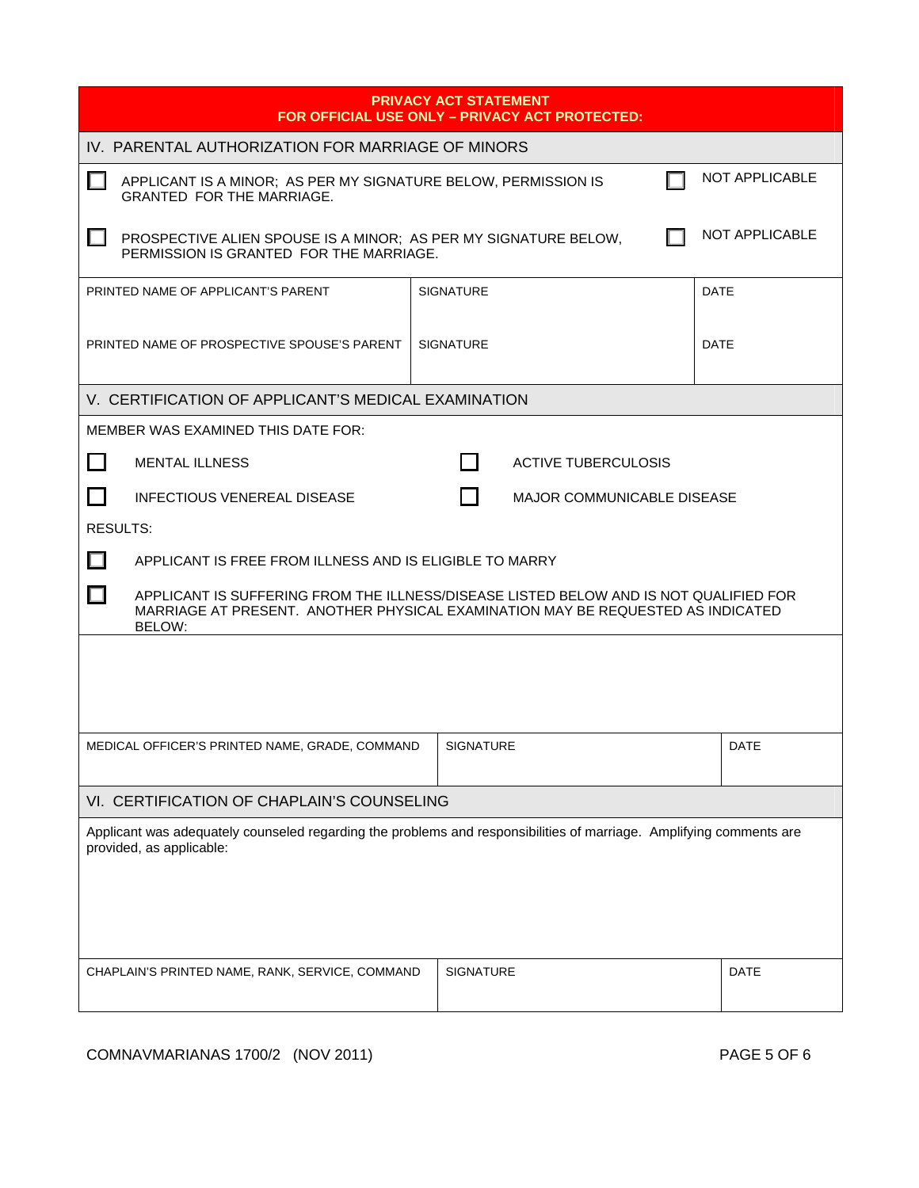**PRIVACY ACT STATEMENT**
**FOR OFFICIAL USE ONLY – PRIVACY ACT PROTECTED:**

## IV. PARENTAL AUTHORIZATION FOR MARRIAGE OF MINORS

☐ APPLICANT IS A MINOR; AS PER MY SIGNATURE BELOW, PERMISSION IS GRANTED FOR THE MARRIAGE. ☐ NOT APPLICABLE

☐ PROSPECTIVE ALIEN SPOUSE IS A MINOR; AS PER MY SIGNATURE BELOW, PERMISSION IS GRANTED FOR THE MARRIAGE. ☐ NOT APPLICABLE

| PRINTED NAME OF APPLICANT'S PARENT | SIGNATURE | DATE |
|---|---|---|
| PRINTED NAME OF PROSPECTIVE SPOUSE'S PARENT | SIGNATURE | DATE |

## V. CERTIFICATION OF APPLICANT'S MEDICAL EXAMINATION

MEMBER WAS EXAMINED THIS DATE FOR:

☐ MENTAL ILLNESS ☐ ACTIVE TUBERCULOSIS

☐ INFECTIOUS VENEREAL DISEASE ☐ MAJOR COMMUNICABLE DISEASE

RESULTS:

☐ APPLICANT IS FREE FROM ILLNESS AND IS ELIGIBLE TO MARRY

☐ APPLICANT IS SUFFERING FROM THE ILLNESS/DISEASE LISTED BELOW AND IS NOT QUALIFIED FOR MARRIAGE AT PRESENT. ANOTHER PHYSICAL EXAMINATION MAY BE REQUESTED AS INDICATED BELOW:

| MEDICAL OFFICER'S PRINTED NAME, GRADE, COMMAND | SIGNATURE | DATE |
|---|---|---|

## VI. CERTIFICATION OF CHAPLAIN'S COUNSELING

Applicant was adequately counseled regarding the problems and responsibilities of marriage. Amplifying comments are provided, as applicable:

| CHAPLAIN'S PRINTED NAME, RANK, SERVICE, COMMAND | SIGNATURE | DATE |
|---|---|---|

COMNAVMARIANAS 1700/2 (NOV 2011)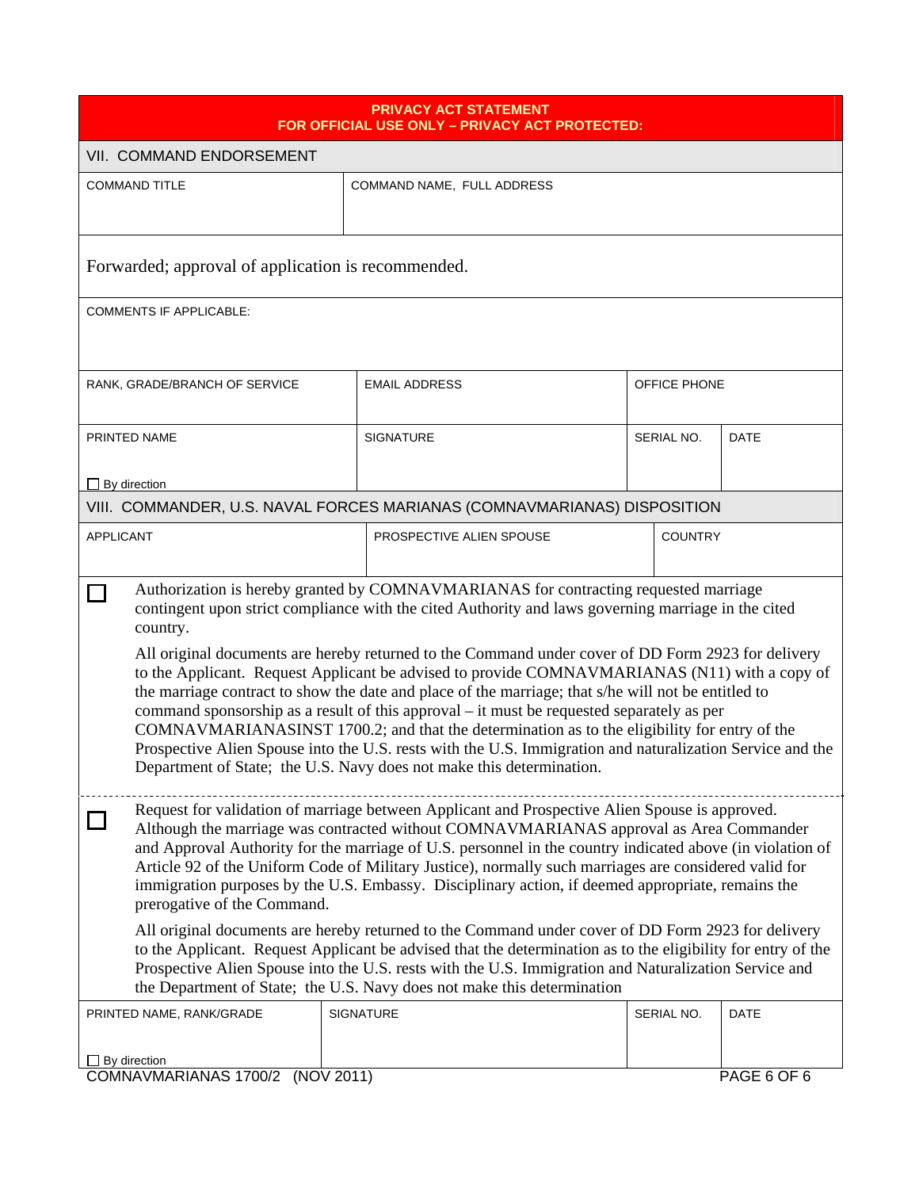**PRIVACY ACT STATEMENT**
**FOR OFFICIAL USE ONLY – PRIVACY ACT PROTECTED:**

## VII. COMMAND ENDORSEMENT

| COMMAND TITLE | COMMAND NAME, FULL ADDRESS |
|---|---|
| | |

Forwarded; approval of application is recommended.

COMMENTS IF APPLICABLE:

| RANK, GRADE/BRANCH OF SERVICE | EMAIL ADDRESS | OFFICE PHONE | |
|---|---|---|---|
| PRINTED NAME<br><br>☐ By direction | SIGNATURE | SERIAL NO. | DATE |

## VIII. COMMANDER, U.S. NAVAL FORCES MARIANAS (COMNAVMARIANAS) DISPOSITION

| APPLICANT | PROSPECTIVE ALIEN SPOUSE | COUNTRY |
|---|---|---|
| | | |

☐ Authorization is hereby granted by COMNAVMARIANAS for contracting requested marriage contingent upon strict compliance with the cited Authority and laws governing marriage in the cited country.

All original documents are hereby returned to the Command under cover of DD Form 2923 for delivery to the Applicant. Request Applicant be advised to provide COMNAVMARIANAS (N11) with a copy of the marriage contract to show the date and place of the marriage; that s/he will not be entitled to command sponsorship as a result of this approval – it must be requested separately as per COMNAVMARIANASINST 1700.2; and that the determination as to the eligibility for entry of the Prospective Alien Spouse into the U.S. rests with the U.S. Immigration and naturalization Service and the Department of State; the U.S. Navy does not make this determination.

---

☐ Request for validation of marriage between Applicant and Prospective Alien Spouse is approved. Although the marriage was contracted without COMNAVMARIANAS approval as Area Commander and Approval Authority for the marriage of U.S. personnel in the country indicated above (in violation of Article 92 of the Uniform Code of Military Justice), normally such marriages are considered valid for immigration purposes by the U.S. Embassy. Disciplinary action, if deemed appropriate, remains the prerogative of the Command.

All original documents are hereby returned to the Command under cover of DD Form 2923 for delivery to the Applicant. Request Applicant be advised that the determination as to the eligibility for entry of the Prospective Alien Spouse into the U.S. rests with the U.S. Immigration and Naturalization Service and the Department of State; the U.S. Navy does not make this determination

| PRINTED NAME, RANK/GRADE | SIGNATURE | SERIAL NO. | DATE |
|---|---|---|---|
| ☐ By direction | | | |

COMNAVMARIANAS 1700/2 (NOV 2011)